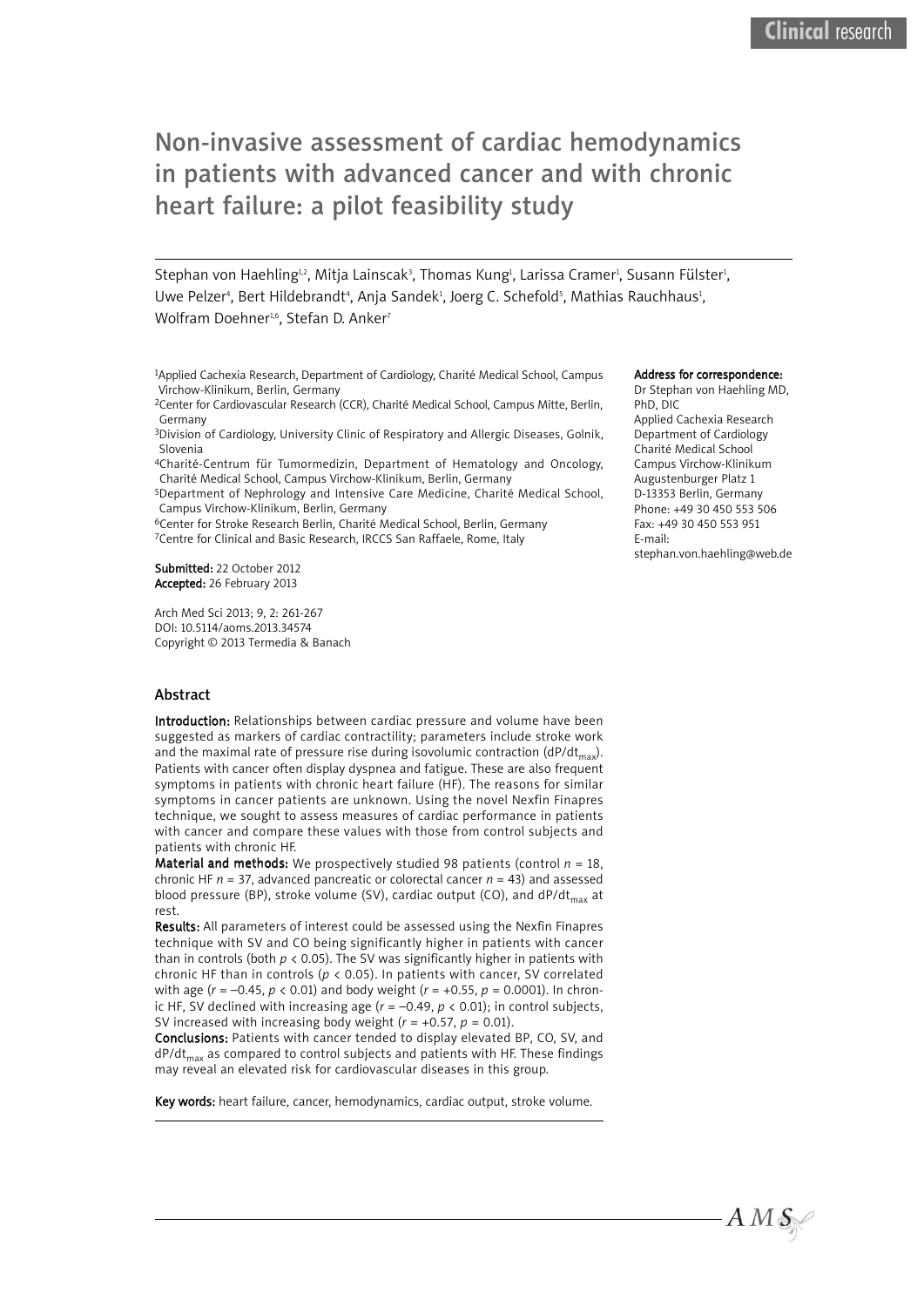# Non-invasive assessment of cardiac hemodynamics in patients with advanced cancer and with chronic heart failure: a pilot feasibility study

Stephan von Haehling[1,2], Mitja Lainscak[3], Thomas Kung[1], Larissa Cramer[1], Susann Fülster[1], Uwe Pelzer[4], Bert Hildebrandt[4], Anja Sandek[1], Joerg C. Schefold[5], Mathias Rauchhaus[1], Wolfram Doehner[1,6], Stefan D. Anker[7]

[1]Applied Cachexia Research, Department of Cardiology, Charité Medical School, Campus Virchow-Klinikum, Berlin, Germany
[2]Center for Cardiovascular Research (CCR), Charité Medical School, Campus Mitte, Berlin, Germany
[3]Division of Cardiology, University Clinic of Respiratory and Allergic Diseases, Golnik, Slovenia
[4]Charité-Centrum für Tumormedizin, Department of Hematology and Oncology, Charité Medical School, Campus Virchow-Klinikum, Berlin, Germany
[5]Department of Nephrology and Intensive Care Medicine, Charité Medical School, Campus Virchow-Klinikum, Berlin, Germany
[6]Center for Stroke Research Berlin, Charité Medical School, Berlin, Germany
[7]Centre for Clinical and Basic Research, IRCCS San Raffaele, Rome, Italy

**Submitted:** 22 October 2012
**Accepted:** 26 February 2013

Arch Med Sci 2013; 9, 2: 261-267
DOI: 10.5114/aoms.2013.34574
Copyright © 2013 Termedia & Banach

**Address for correspondence:**
Dr Stephan von Haehling MD, PhD, DIC
Applied Cachexia Research
Department of Cardiology
Charité Medical School
Campus Virchow-Klinikum
Augustenburger Platz 1
D-13353 Berlin, Germany
Phone: +49 30 450 553 506
Fax: +49 30 450 553 951
E-mail: stephan.von.haehling@web.de

## Abstract

**Introduction:** Relationships between cardiac pressure and volume have been suggested as markers of cardiac contractility; parameters include stroke work and the maximal rate of pressure rise during isovolumic contraction ($dP/dt_{max}$). Patients with cancer often display dyspnea and fatigue. These are also frequent symptoms in patients with chronic heart failure (HF). The reasons for similar symptoms in cancer patients are unknown. Using the novel Nexfin Finapres technique, we sought to assess measures of cardiac performance in patients with cancer and compare these values with those from control subjects and patients with chronic HF.

**Material and methods:** We prospectively studied 98 patients (control $n = 18$, chronic HF $n = 37$, advanced pancreatic or colorectal cancer $n = 43$) and assessed blood pressure (BP), stroke volume (SV), cardiac output (CO), and $dP/dt_{max}$ at rest.

**Results:** All parameters of interest could be assessed using the Nexfin Finapres technique with SV and CO being significantly higher in patients with cancer than in controls (both $p < 0.05$). The SV was significantly higher in patients with chronic HF than in controls ($p < 0.05$). In patients with cancer, SV correlated with age ($r = -0.45$, $p < 0.01$) and body weight ($r = +0.55$, $p = 0.0001$). In chronic HF, SV declined with increasing age ($r = -0.49$, $p < 0.01$); in control subjects, SV increased with increasing body weight ($r = +0.57$, $p = 0.01$).

**Conclusions:** Patients with cancer tended to display elevated BP, CO, SV, and $dP/dt_{max}$ as compared to control subjects and patients with HF. These findings may reveal an elevated risk for cardiovascular diseases in this group.

**Key words:** heart failure, cancer, hemodynamics, cardiac output, stroke volume.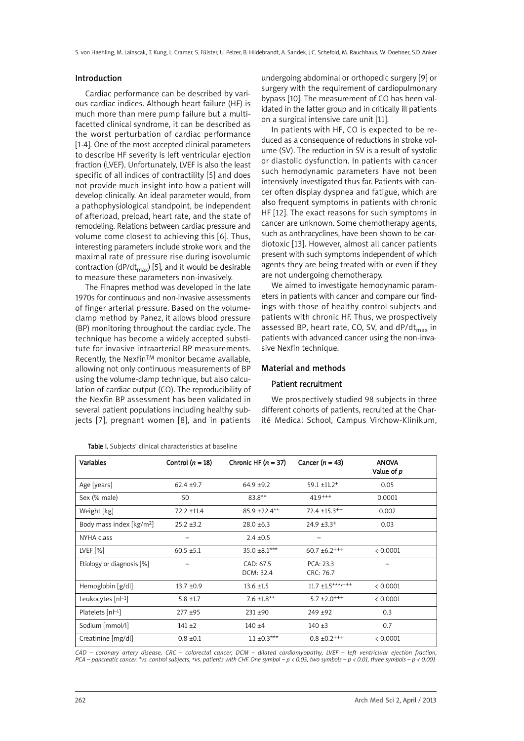## Introduction

Cardiac performance can be described by various cardiac indices. Although heart failure (HF) is much more than mere pump failure but a multifacetted clinical syndrome, it can be described as the worst perturbation of cardiac performance [1-4]. One of the most accepted clinical parameters to describe HF severity is left ventricular ejection fraction (LVEF). Unfortunately, LVEF is also the least specific of all indices of contractility [5] and does not provide much insight into how a patient will develop clinically. An ideal parameter would, from a pathophysiological standpoint, be independent of afterload, preload, heart rate, and the state of remodeling. Relations between cardiac pressure and volume come closest to achieving this [6]. Thus, interesting parameters include stroke work and the maximal rate of pressure rise during isovolumic contraction ($dP/dt_{max}$) [5], and it would be desirable to measure these parameters non-invasively.

The Finapres method was developed in the late 1970s for continuous and non-invasive assessments of finger arterial pressure. Based on the volume-clamp method by Panez, it allows blood pressure (BP) monitoring throughout the cardiac cycle. The technique has become a widely accepted substitute for invasive intraarterial BP measurements. Recently, the Nexfin™ monitor became available, allowing not only continuous measurements of BP using the volume-clamp technique, but also calculation of cardiac output (CO). The reproducibility of the Nexfin BP assessment has been validated in several patient populations including healthy subjects [7], pregnant women [8], and in patients undergoing abdominal or orthopedic surgery [9] or surgery with the requirement of cardiopulmonary bypass [10]. The measurement of CO has been validated in the latter group and in critically ill patients on a surgical intensive care unit [11].

In patients with HF, CO is expected to be reduced as a consequence of reductions in stroke volume (SV). The reduction in SV is a result of systolic or diastolic dysfunction. In patients with cancer such hemodynamic parameters have not been intensively investigated thus far. Patients with cancer often display dyspnea and fatigue, which are also frequent symptoms in patients with chronic HF [12]. The exact reasons for such symptoms in cancer are unknown. Some chemotherapy agents, such as anthracyclines, have been shown to be cardiotoxic [13]. However, almost all cancer patients present with such symptoms independent of which agents they are being treated with or even if they are not undergoing chemotherapy.

We aimed to investigate hemodynamic parameters in patients with cancer and compare our findings with those of healthy control subjects and patients with chronic HF. Thus, we prospectively assessed BP, heart rate, CO, SV, and $dP/dt_{max}$ in patients with advanced cancer using the non-invasive Nexfin technique.

## Material and methods

### Patient recruitment

We prospectively studied 98 subjects in three different cohorts of patients, recruited at the Charité Medical School, Campus Virchow-Klinikum,

**Table I.** Subjects' clinical characteristics at baseline

| Variables | Control ($n$ = 18) | Chronic HF ($n$ = 37) | Cancer ($n$ = 43) | ANOVA Value of $p$ |
|---|---|---|---|---|
| Age [years] | 62.4 ±9.7 | 64.9 ±9.2 | 59.1 ±11.2$^{+}$ | 0.05 |
| Sex (% male) | 50 | 83.8$^{**}$ | 41.9$^{+++}$ | 0.0001 |
| Weight [kg] | 72.2 ±11.4 | 85.9 ±22.4$^{**}$ | 72.4 ±15.3$^{++}$ | 0.002 |
| Body mass index [kg/m$^2$] | 25.2 ±3.2 | 28.0 ±6.3 | 24.9 ±3.3$^{+}$ | 0.03 |
| NYHA class | – | 2.4 ±0.5 | – | |
| LVEF [%] | 60.5 ±5.1 | 35.0 ±8.1$^{***}$ | 60.7 ±6.2$^{+++}$ | < 0.0001 |
| Etiology or diagnosis [%] | – | CAD: 67.5<br>DCM: 32.4 | PCA: 23.3<br>CRC: 76.7 | – |
| Hemoglobin [g/dl] | 13.7 ±0.9 | 13.6 ±1.5 | 11.7 ±1.5$^{***,+++}$ | < 0.0001 |
| Leukocytes [nl$^{-1}$] | 5.8 ±1.7 | 7.6 ±1.8$^{**}$ | 5.7 ±2.0$^{+++}$ | < 0.0001 |
| Platelets [nl$^{-1}$] | 277 ±95 | 231 ±90 | 249 ±92 | 0.3 |
| Sodium [mmol/l] | 141 ±2 | 140 ±4 | 140 ±3 | 0.7 |
| Creatinine [mg/dl] | 0.8 ±0.1 | 1.1 ±0.3$^{***}$ | 0.8 ±0.2$^{+++}$ | < 0.0001 |

*CAD – coronary artery disease, CRC – colorectal cancer, DCM – dilated cardiomyopathy, LVEF – left ventricular ejection fraction, PCA – pancreatic cancer. \*vs. control subjects, +vs. patients with CHF. One symbol – p < 0.05, two symbols – p < 0.01, three symbols – p < 0.001*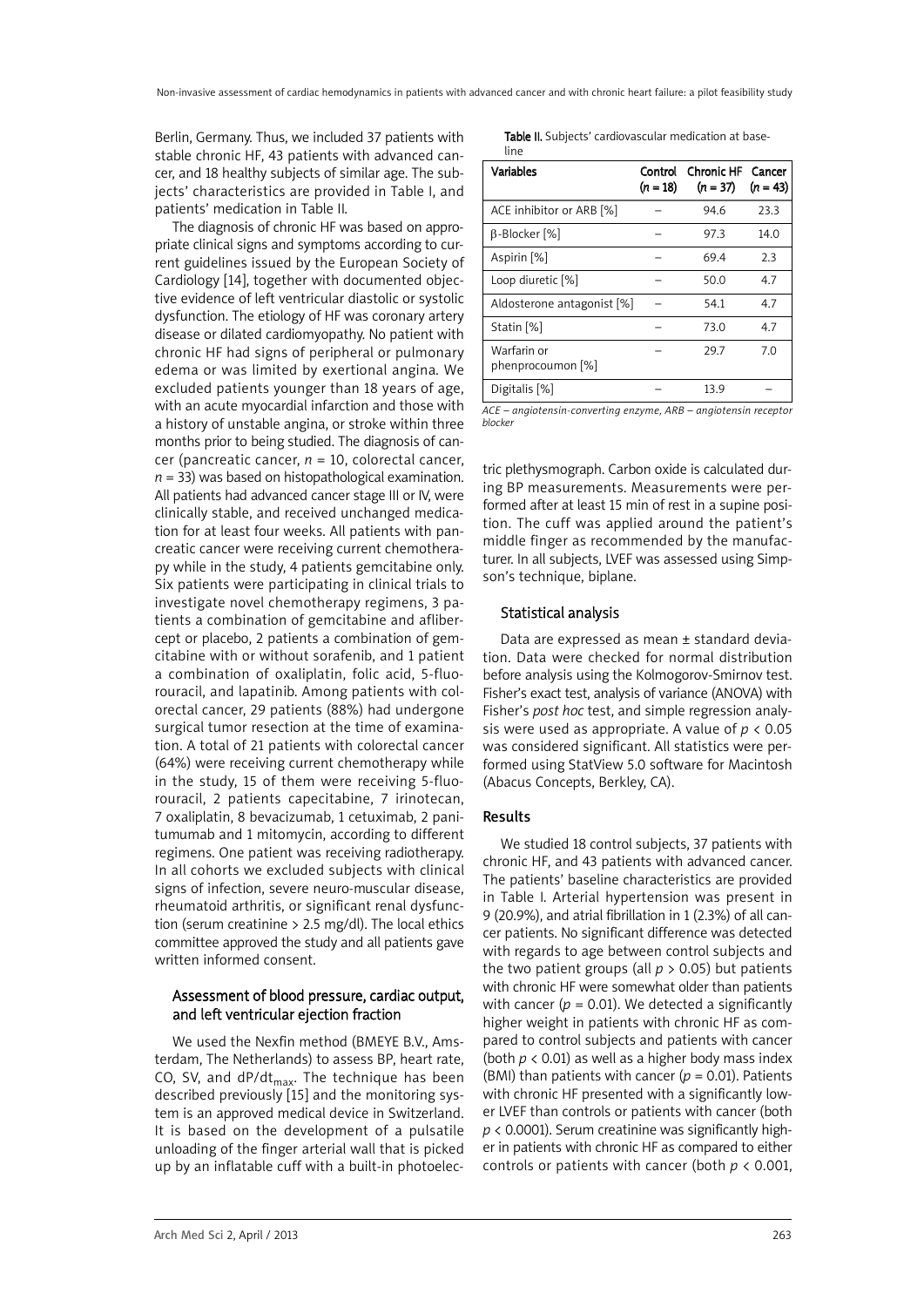Berlin, Germany. Thus, we included 37 patients with stable chronic HF, 43 patients with advanced cancer, and 18 healthy subjects of similar age. The subjects' characteristics are provided in Table I, and patients' medication in Table II.

The diagnosis of chronic HF was based on appropriate clinical signs and symptoms according to current guidelines issued by the European Society of Cardiology [14], together with documented objective evidence of left ventricular diastolic or systolic dysfunction. The etiology of HF was coronary artery disease or dilated cardiomyopathy. No patient with chronic HF had signs of peripheral or pulmonary edema or was limited by exertional angina. We excluded patients younger than 18 years of age, with an acute myocardial infarction and those with a history of unstable angina, or stroke within three months prior to being studied. The diagnosis of cancer (pancreatic cancer, $n$ = 10, colorectal cancer, $n$ = 33) was based on histopathological examination. All patients had advanced cancer stage III or IV, were clinically stable, and received unchanged medication for at least four weeks. All patients with pancreatic cancer were receiving current chemotherapy while in the study, 4 patients gemcitabine only. Six patients were participating in clinical trials to investigate novel chemotherapy regimens, 3 patients a combination of gemcitabine and aflibercept or placebo, 2 patients a combination of gemcitabine with or without sorafenib, and 1 patient a combination of oxaliplatin, folic acid, 5-fluorouracil, and lapatinib. Among patients with colorectal cancer, 29 patients (88%) had undergone surgical tumor resection at the time of examination. A total of 21 patients with colorectal cancer (64%) were receiving current chemotherapy while in the study, 15 of them were receiving 5-fluorouracil, 2 patients capecitabine, 7 irinotecan, 7 oxaliplatin, 8 bevacizumab, 1 cetuximab, 2 panitumumab and 1 mitomycin, according to different regimens. One patient was receiving radiotherapy. In all cohorts we excluded subjects with clinical signs of infection, severe neuro-muscular disease, rheumatoid arthritis, or significant renal dysfunction (serum creatinine > 2.5 mg/dl). The local ethics committee approved the study and all patients gave written informed consent.

### Assessment of blood pressure, cardiac output, and left ventricular ejection fraction

We used the Nexfin method (BMEYE B.V., Amsterdam, The Netherlands) to assess BP, heart rate, CO, SV, and $dP/dt_{max}$. The technique has been described previously [15] and the monitoring system is an approved medical device in Switzerland. It is based on the development of a pulsatile unloading of the finger arterial wall that is picked up by an inflatable cuff with a built-in photoelectric plethysmograph. Carbon oxide is calculated during BP measurements. Measurements were performed after at least 15 min of rest in a supine position. The cuff was applied around the patient's middle finger as recommended by the manufacturer. In all subjects, LVEF was assessed using Simpson's technique, biplane.

**Table II.** Subjects' cardiovascular medication at baseline

| Variables | Control ($n$ = 18) | Chronic HF ($n$ = 37) | Cancer ($n$ = 43) |
|---|---|---|---|
| ACE inhibitor or ARB [%] | – | 94.6 | 23.3 |
| β-Blocker [%] | – | 97.3 | 14.0 |
| Aspirin [%] | – | 69.4 | 2.3 |
| Loop diuretic [%] | – | 50.0 | 4.7 |
| Aldosterone antagonist [%] | – | 54.1 | 4.7 |
| Statin [%] | – | 73.0 | 4.7 |
| Warfarin or phenprocoumon [%] | – | 29.7 | 7.0 |
| Digitalis [%] | – | 13.9 | – |

*ACE – angiotensin-converting enzyme, ARB – angiotensin receptor blocker*

### Statistical analysis

Data are expressed as mean ± standard deviation. Data were checked for normal distribution before analysis using the Kolmogorov-Smirnov test. Fisher's exact test, analysis of variance (ANOVA) with Fisher's *post hoc* test, and simple regression analysis were used as appropriate. A value of $p < 0.05$ was considered significant. All statistics were performed using StatView 5.0 software for Macintosh (Abacus Concepts, Berkley, CA).

## Results

We studied 18 control subjects, 37 patients with chronic HF, and 43 patients with advanced cancer. The patients' baseline characteristics are provided in Table I. Arterial hypertension was present in 9 (20.9%), and atrial fibrillation in 1 (2.3%) of all cancer patients. No significant difference was detected with regards to age between control subjects and the two patient groups (all $p > 0.05$) but patients with chronic HF were somewhat older than patients with cancer ($p = 0.01$). We detected a significantly higher weight in patients with chronic HF as compared to control subjects and patients with cancer (both $p < 0.01$) as well as a higher body mass index (BMI) than patients with cancer ($p = 0.01$). Patients with chronic HF presented with a significantly lower LVEF than controls or patients with cancer (both $p < 0.0001$). Serum creatinine was significantly higher in patients with chronic HF as compared to either controls or patients with cancer (both $p < 0.001$,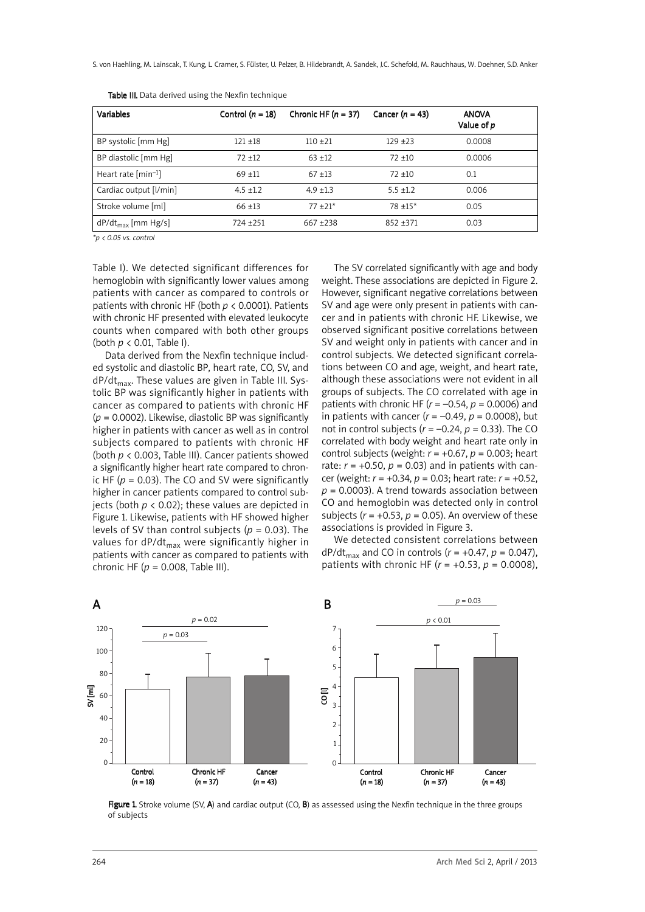Table III. Data derived using the Nexfin technique

| Variables | Control ($n$ = 18) | Chronic HF ($n$ = 37) | Cancer ($n$ = 43) | ANOVA Value of $p$ |
|---|---|---|---|---|
| BP systolic [mm Hg] | 121 ±18 | 110 ±21 | 129 ±23 | 0.0008 |
| BP diastolic [mm Hg] | 72 ±12 | 63 ±12 | 72 ±10 | 0.0006 |
| Heart rate [min$^{-1}$] | 69 ±11 | 67 ±13 | 72 ±10 | 0.1 |
| Cardiac output [l/min] | 4.5 ±1.2 | 4.9 ±1.3 | 5.5 ±1.2 | 0.006 |
| Stroke volume [ml] | 66 ±13 | 77 ±21* | 78 ±15* | 0.05 |
| $dP/dt_{max}$ [mm Hg/s] | 724 ±251 | 667 ±238 | 852 ±371 | 0.03 |

*$p < 0.05$ vs. control

Table I). We detected significant differences for hemoglobin with significantly lower values among patients with cancer as compared to controls or patients with chronic HF (both $p < 0.0001$). Patients with chronic HF presented with elevated leukocyte counts when compared with both other groups (both $p < 0.01$, Table I).

Data derived from the Nexfin technique included systolic and diastolic BP, heart rate, CO, SV, and $dP/dt_{max}$. These values are given in Table III. Systolic BP was significantly higher in patients with cancer as compared to patients with chronic HF ($p = 0.0002$). Likewise, diastolic BP was significantly higher in patients with cancer as well as in control subjects compared to patients with chronic HF (both $p < 0.003$, Table III). Cancer patients showed a significantly higher heart rate compared to chronic HF ($p = 0.03$). The CO and SV were significantly higher in cancer patients compared to control subjects (both $p < 0.02$); these values are depicted in Figure 1. Likewise, patients with HF showed higher levels of SV than control subjects ($p = 0.03$). The values for $dP/dt_{max}$ were significantly higher in patients with cancer as compared to patients with chronic HF ($p = 0.008$, Table III).

The SV correlated significantly with age and body weight. These associations are depicted in Figure 2. However, significant negative correlations between SV and age were only present in patients with cancer and in patients with chronic HF. Likewise, we observed significant positive correlations between SV and weight only in patients with cancer and in control subjects. We detected significant correlations between CO and age, weight, and heart rate, although these associations were not evident in all groups of subjects. The CO correlated with age in patients with chronic HF ($r = -0.54$, $p = 0.0006$) and in patients with cancer ($r = -0.49$, $p = 0.0008$), but not in control subjects ($r = -0.24$, $p = 0.33$). The CO correlated with body weight and heart rate only in control subjects (weight: $r = +0.67$, $p = 0.003$; heart rate: $r = +0.50$, $p = 0.03$) and in patients with cancer (weight: $r = +0.34$, $p = 0.03$; heart rate: $r = +0.52$, $p = 0.0003$). A trend towards association between CO and hemoglobin was detected only in control subjects ($r = +0.53$, $p = 0.05$). An overview of these associations is provided in Figure 3.

We detected consistent correlations between $dP/dt_{max}$ and CO in controls ($r = +0.47$, $p = 0.047$), patients with chronic HF ($r = +0.53$, $p = 0.0008$),

Figure 1. Stroke volume (SV, **A**) and cardiac output (CO, **B**) as assessed using the Nexfin technique in the three groups of subjects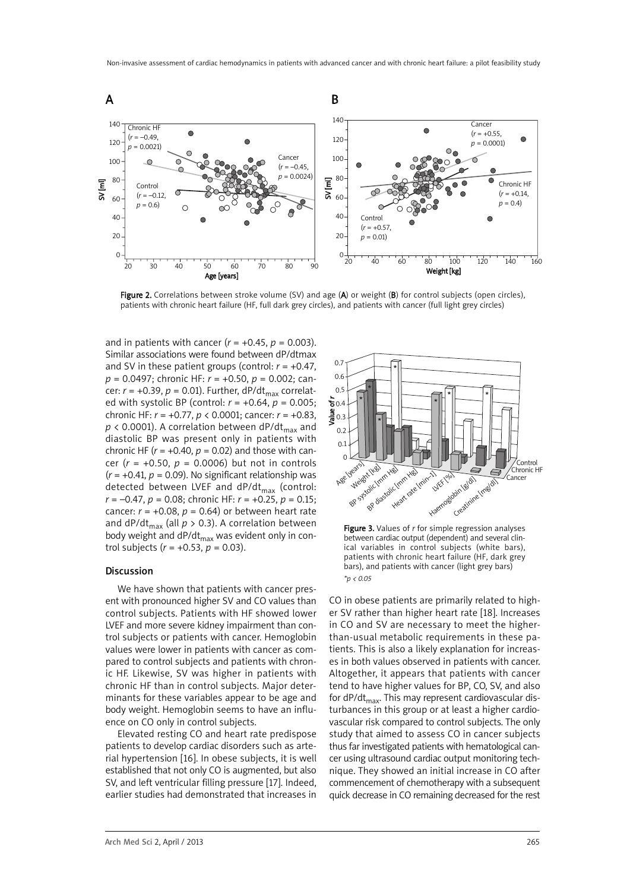Figure 2. Correlations between stroke volume (SV) and age (**A**) or weight (**B**) for control subjects (open circles), patients with chronic heart failure (HF, full dark grey circles), and patients with cancer (full light grey circles)

and in patients with cancer ($r$ = +0.45, $p$ = 0.003). Similar associations were found between dP/dtmax and SV in these patient groups (control: $r$ = +0.47, $p$ = 0.0497; chronic HF: $r$ = +0.50, $p$ = 0.002; cancer: $r$ = +0.39, $p$ = 0.01). Further, $dP/dt_{max}$ correlated with systolic BP (control: $r$ = +0.64, $p$ = 0.005; chronic HF: $r$ = +0.77, $p$ < 0.0001; cancer: $r$ = +0.83, $p$ < 0.0001). A correlation between $dP/dt_{max}$ and diastolic BP was present only in patients with chronic HF ($r$ = +0.40, $p$ = 0.02) and those with cancer ($r$ = +0.50, $p$ = 0.0006) but not in controls ($r$ = +0.41, $p$ = 0.09). No significant relationship was detected between LVEF and $dP/dt_{max}$ (control: $r$ = –0.47, $p$ = 0.08; chronic HF: $r$ = +0.25, $p$ = 0.15; cancer: $r$ = +0.08, $p$ = 0.64) or between heart rate and $dP/dt_{max}$ (all $p$ > 0.3). A correlation between body weight and $dP/dt_{max}$ was evident only in control subjects ($r$ = +0.53, $p$ = 0.03).

## Discussion

We have shown that patients with cancer present with pronounced higher SV and CO values than control subjects. Patients with HF showed lower LVEF and more severe kidney impairment than control subjects or patients with cancer. Hemoglobin values were lower in patients with cancer as compared to control subjects and patients with chronic HF. Likewise, SV was higher in patients with chronic HF than in control subjects. Major determinants for these variables appear to be age and body weight. Hemoglobin seems to have an influence on CO only in control subjects.

Elevated resting CO and heart rate predispose patients to develop cardiac disorders such as arterial hypertension [16]. In obese subjects, it is well established that not only CO is augmented, but also SV, and left ventricular filling pressure [17]. Indeed, earlier studies had demonstrated that increases in CO in obese patients are primarily related to higher SV rather than higher heart rate [18]. Increases in CO and SV are necessary to meet the higher-than-usual metabolic requirements in these patients. This is also a likely explanation for increases in both values observed in patients with cancer. Altogether, it appears that patients with cancer tend to have higher values for BP, CO, SV, and also for $dP/dt_{max}$. This may represent cardiovascular disturbances in this group or at least a higher cardiovascular risk compared to control subjects. The only study that aimed to assess CO in cancer subjects thus far investigated patients with hematological cancer using ultrasound cardiac output monitoring technique. They showed an initial increase in CO after commencement of chemotherapy with a subsequent quick decrease in CO remaining decreased for the rest

Figure 3. Values of $r$ for simple regression analyses between cardiac output (dependent) and several clinical variables in control subjects (white bars), patients with chronic heart failure (HF, dark grey bars), and patients with cancer (light grey bars)
*$p$ < 0.05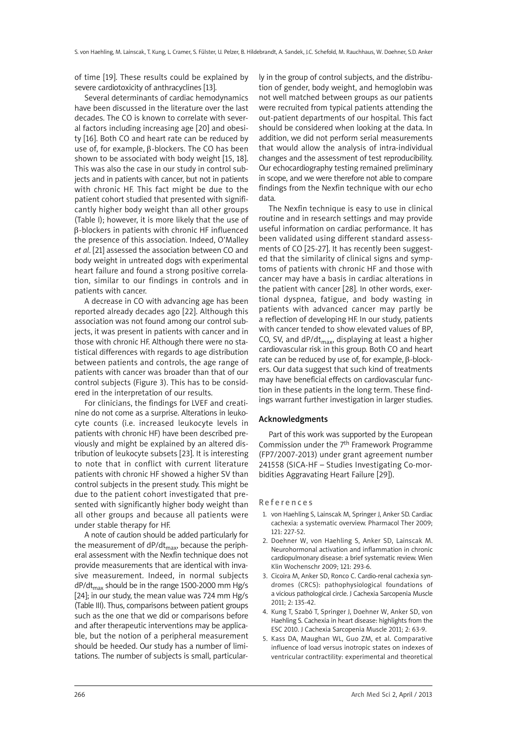of time [19]. These results could be explained by severe cardiotoxicity of anthracyclines [13].

Several determinants of cardiac hemodynamics have been discussed in the literature over the last decades. The CO is known to correlate with several factors including increasing age [20] and obesity [16]. Both CO and heart rate can be reduced by use of, for example, β-blockers. The CO has been shown to be associated with body weight [15, 18]. This was also the case in our study in control subjects and in patients with cancer, but not in patients with chronic HF. This fact might be due to the patient cohort studied that presented with significantly higher body weight than all other groups (Table I); however, it is more likely that the use of β-blockers in patients with chronic HF influenced the presence of this association. Indeed, O'Malley *et al.* [21] assessed the association between CO and body weight in untreated dogs with experimental heart failure and found a strong positive correlation, similar to our findings in controls and in patients with cancer.

A decrease in CO with advancing age has been reported already decades ago [22]. Although this association was not found among our control subjects, it was present in patients with cancer and in those with chronic HF. Although there were no statistical differences with regards to age distribution between patients and controls, the age range of patients with cancer was broader than that of our control subjects (Figure 3). This has to be considered in the interpretation of our results.

For clinicians, the findings for LVEF and creatinine do not come as a surprise. Alterations in leukocyte counts (i.e. increased leukocyte levels in patients with chronic HF) have been described previously and might be explained by an altered distribution of leukocyte subsets [23]. It is interesting to note that in conflict with current literature patients with chronic HF showed a higher SV than control subjects in the present study. This might be due to the patient cohort investigated that presented with significantly higher body weight than all other groups and because all patients were under stable therapy for HF.

A note of caution should be added particularly for the measurement of $dP/dt_{max}$, because the peripheral assessment with the Nexfin technique does not provide measurements that are identical with invasive measurement. Indeed, in normal subjects $dP/dt_{max}$ should be in the range 1500-2000 mm Hg/s [24]; in our study, the mean value was 724 mm Hg/s (Table III). Thus, comparisons between patient groups such as the one that we did or comparisons before and after therapeutic interventions may be applicable, but the notion of a peripheral measurement should be heeded. Our study has a number of limitations. The number of subjects is small, particularly in the group of control subjects, and the distribution of gender, body weight, and hemoglobin was not well matched between groups as our patients were recruited from typical patients attending the out-patient departments of our hospital. This fact should be considered when looking at the data. In addition, we did not perform serial measurements that would allow the analysis of intra-individual changes and the assessment of test reproducibility. Our echocardiography testing remained preliminary in scope, and we were therefore not able to compare findings from the Nexfin technique with our echo data.

The Nexfin technique is easy to use in clinical routine and in research settings and may provide useful information on cardiac performance. It has been validated using different standard assessments of CO [25-27]. It has recently been suggested that the similarity of clinical signs and symptoms of patients with chronic HF and those with cancer may have a basis in cardiac alterations in the patient with cancer [28]. In other words, exertional dyspnea, fatigue, and body wasting in patients with advanced cancer may partly be a reflection of developing HF. In our study, patients with cancer tended to show elevated values of BP, CO, SV, and $dP/dt_{max}$, displaying at least a higher cardiovascular risk in this group. Both CO and heart rate can be reduced by use of, for example, β-blockers. Our data suggest that such kind of treatments may have beneficial effects on cardiovascular function in these patients in the long term. These findings warrant further investigation in larger studies.

## Acknowledgments

Part of this work was supported by the European Commission under the 7th Framework Programme (FP7/2007-2013) under grant agreement number 241558 (SICA-HF – Studies Investigating Co-morbidities Aggravating Heart Failure [29]).

## References

1. von Haehling S, Lainscak M, Springer J, Anker SD. Cardiac cachexia: a systematic overview. Pharmacol Ther 2009; 121: 227-52.
2. Doehner W, von Haehling S, Anker SD, Lainscak M. Neurohormonal activation and inflammation in chronic cardiopulmonary disease: a brief systematic review. Wien Klin Wochenschr 2009; 121: 293-6.
3. Cicoira M, Anker SD, Ronco C. Cardio-renal cachexia syndromes (CRCS): pathophysiological foundations of a vicious pathological circle. J Cachexia Sarcopenia Muscle 2011; 2: 135-42.
4. Kung T, Szabó T, Springer J, Doehner W, Anker SD, von Haehling S. Cachexia in heart disease: highlights from the ESC 2010. J Cachexia Sarcopenia Muscle 2011; 2: 63-9.
5. Kass DA, Maughan WL, Guo ZM, et al. Comparative influence of load versus inotropic states on indexes of ventricular contractility: experimental and theoretical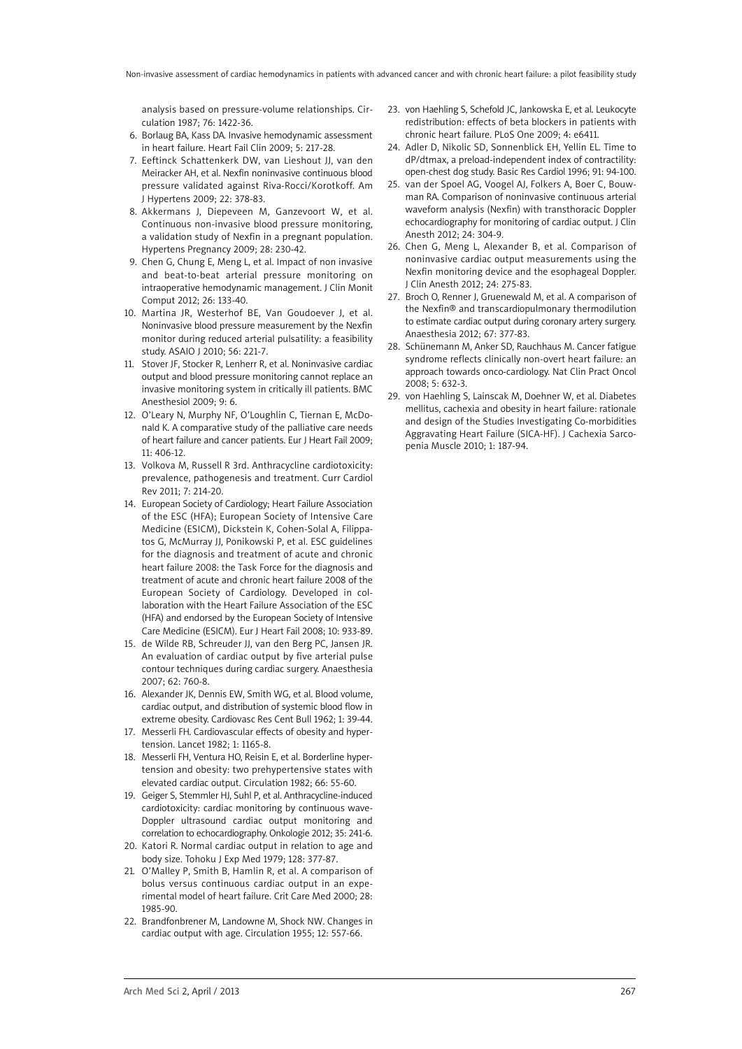analysis based on pressure-volume relationships. Circulation 1987; 76: 1422-36.

6. Borlaug BA, Kass DA. Invasive hemodynamic assessment in heart failure. Heart Fail Clin 2009; 5: 217-28.
7. Eeftinck Schattenkerk DW, van Lieshout JJ, van den Meiracker AH, et al. Nexfin noninvasive continuous blood pressure validated against Riva-Rocci/Korotkoff. Am J Hypertens 2009; 22: 378-83.
8. Akkermans J, Diepeveen M, Ganzevoort W, et al. Continuous non-invasive blood pressure monitoring, a validation study of Nexfin in a pregnant population. Hypertens Pregnancy 2009; 28: 230-42.
9. Chen G, Chung E, Meng L, et al. Impact of non invasive and beat-to-beat arterial pressure monitoring on intraoperative hemodynamic management. J Clin Monit Comput 2012; 26: 133-40.
10. Martina JR, Westerhof BE, Van Goudoever J, et al. Noninvasive blood pressure measurement by the Nexfin monitor during reduced arterial pulsatility: a feasibility study. ASAIO J 2010; 56: 221-7.
11. Stover JF, Stocker R, Lenherr R, et al. Noninvasive cardiac output and blood pressure monitoring cannot replace an invasive monitoring system in critically ill patients. BMC Anesthesiol 2009; 9: 6.
12. O'Leary N, Murphy NF, O'Loughlin C, Tiernan E, McDonald K. A comparative study of the palliative care needs of heart failure and cancer patients. Eur J Heart Fail 2009; 11: 406-12.
13. Volkova M, Russell R 3rd. Anthracycline cardiotoxicity: prevalence, pathogenesis and treatment. Curr Cardiol Rev 2011; 7: 214-20.
14. European Society of Cardiology; Heart Failure Association of the ESC (HFA); European Society of Intensive Care Medicine (ESICM), Dickstein K, Cohen-Solal A, Filippatos G, McMurray JJ, Ponikowski P, et al. ESC guidelines for the diagnosis and treatment of acute and chronic heart failure 2008: the Task Force for the diagnosis and treatment of acute and chronic heart failure 2008 of the European Society of Cardiology. Developed in collaboration with the Heart Failure Association of the ESC (HFA) and endorsed by the European Society of Intensive Care Medicine (ESICM). Eur J Heart Fail 2008; 10: 933-89.
15. de Wilde RB, Schreuder JJ, van den Berg PC, Jansen JR. An evaluation of cardiac output by five arterial pulse contour techniques during cardiac surgery. Anaesthesia 2007; 62: 760-8.
16. Alexander JK, Dennis EW, Smith WG, et al. Blood volume, cardiac output, and distribution of systemic blood flow in extreme obesity. Cardiovasc Res Cent Bull 1962; 1: 39-44.
17. Messerli FH. Cardiovascular effects of obesity and hypertension. Lancet 1982; 1: 1165-8.
18. Messerli FH, Ventura HO, Reisin E, et al. Borderline hypertension and obesity: two prehypertensive states with elevated cardiac output. Circulation 1982; 66: 55-60.
19. Geiger S, Stemmler HJ, Suhl P, et al. Anthracycline-induced cardiotoxicity: cardiac monitoring by continuous wave-Doppler ultrasound cardiac output monitoring and correlation to echocardiography. Onkologie 2012; 35: 241-6.
20. Katori R. Normal cardiac output in relation to age and body size. Tohoku J Exp Med 1979; 128: 377-87.
21. O'Malley P, Smith B, Hamlin R, et al. A comparison of bolus versus continuous cardiac output in an experimental model of heart failure. Crit Care Med 2000; 28: 1985-90.
22. Brandfonbrener M, Landowne M, Shock NW. Changes in cardiac output with age. Circulation 1955; 12: 557-66.
23. von Haehling S, Schefold JC, Jankowska E, et al. Leukocyte redistribution: effects of beta blockers in patients with chronic heart failure. PLoS One 2009; 4: e6411.
24. Adler D, Nikolic SD, Sonnenblick EH, Yellin EL. Time to dP/dtmax, a preload-independent index of contractility: open-chest dog study. Basic Res Cardiol 1996; 91: 94-100.
25. van der Spoel AG, Voogel AJ, Folkers A, Boer C, Bouwman RA. Comparison of noninvasive continuous arterial waveform analysis (Nexfin) with transthoracic Doppler echocardiography for monitoring of cardiac output. J Clin Anesth 2012; 24: 304-9.
26. Chen G, Meng L, Alexander B, et al. Comparison of noninvasive cardiac output measurements using the Nexfin monitoring device and the esophageal Doppler. J Clin Anesth 2012; 24: 275-83.
27. Broch O, Renner J, Gruenewald M, et al. A comparison of the Nexfin® and transcardiopulmonary thermodilution to estimate cardiac output during coronary artery surgery. Anaesthesia 2012; 67: 377-83.
28. Schünemann M, Anker SD, Rauchhaus M. Cancer fatigue syndrome reflects clinically non-overt heart failure: an approach towards onco-cardiology. Nat Clin Pract Oncol 2008; 5: 632-3.
29. von Haehling S, Lainscak M, Doehner W, et al. Diabetes mellitus, cachexia and obesity in heart failure: rationale and design of the Studies Investigating Co-morbidities Aggravating Heart Failure (SICA-HF). J Cachexia Sarcopenia Muscle 2010; 1: 187-94.